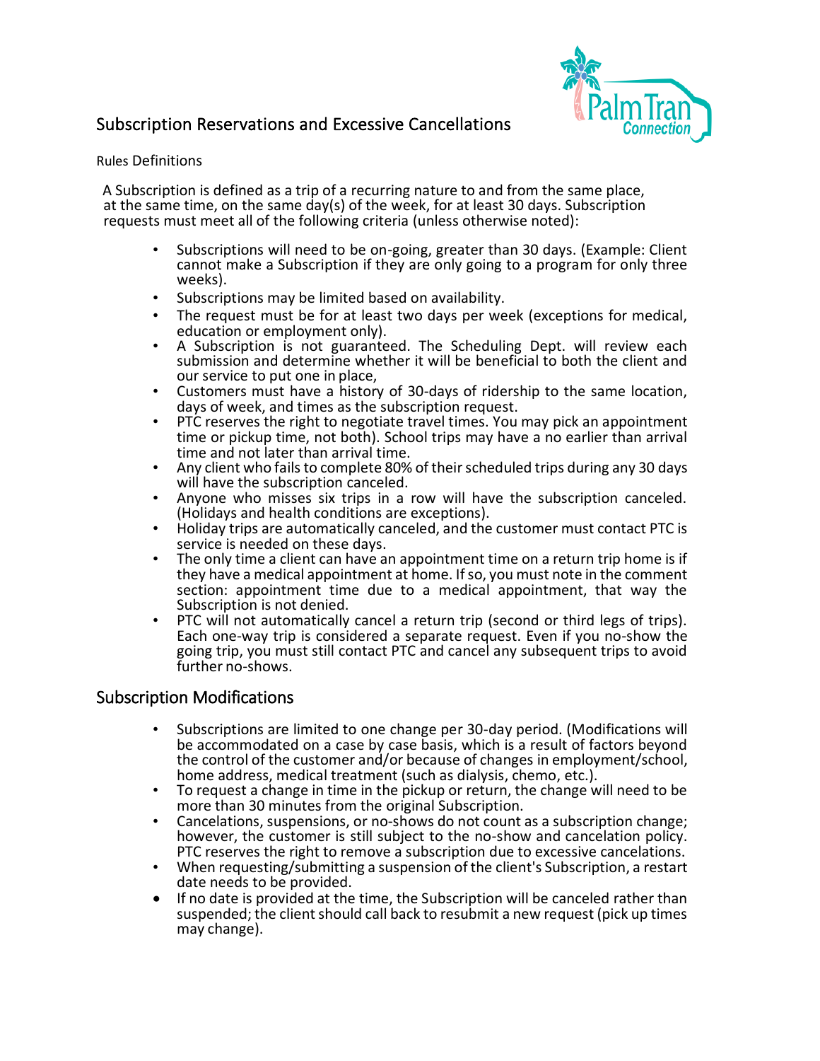# Subscription Reservations and Excessive Cancellations

Rules Definitions

A Subscription is defined as a trip of a recurring nature to and from the same place, at the same time, on the same day(s) of the week, for at least 30 days. Subscription requests must meet all of the following criteria (unless otherwise noted):

- Subscriptions will need to be on-going, greater than 30 days. (Example: Client cannot make a Subscription if they are only going to a program for only three weeks).
- Subscriptions may be limited based on availability.
- The request must be for at least two days per week (exceptions for medical, education or employment only).
- A Subscription is not guaranteed. The Scheduling Dept. will review each submission and determine whether it will be beneficial to both the client and our service to put one in place,
- Customers must have a history of 30-days of ridership to the same location, days of week, and times as the subscription request.
- PTC reserves the right to negotiate travel times. You may pick an appointment time or pickup time, not both). School trips may have a no earlier than arrival time and not later than arrival time.
- Any client who fails to complete 80% of their scheduled trips during any 30 days will have the subscription canceled.
- Anyone who misses six trips in a row will have the subscription canceled. (Holidays and health conditions are exceptions).
- Holiday trips are automatically canceled, and the customer must contact PTC is service is needed on these days.
- The only time a client can have an appointment time on a return trip home is if they have a medical appointment at home. If so, you must note in the comment section: appointment time due to a medical appointment, that way the Subscription is not denied.
- PTC will not automatically cancel a return trip (second or third legs of trips). Each one-way trip is considered a separate request. Even if you no-show the going trip, you must still contact PTC and cancel any subsequent trips to avoid further no-shows.

## Subscription Modifications

- Subscriptions are limited to one change per 30-day period. (Modifications will be accommodated on a case by case basis, which is a result of factors beyond the control of the customer and/or because of changes in employment/school, home address, medical treatment (such as dialysis, chemo, etc.).
- To request a change in time in the pickup or return, the change will need to be more than 30 minutes from the original Subscription.
- Cancelations, suspensions, or no-shows do not count as a subscription change; however, the customer is still subject to the no-show and cancelation policy. PTC reserves the right to remove a subscription due to excessive cancelations.
- When requesting/submitting a suspension of the client's Subscription, a restart date needs to be provided.
- If no date is provided at the time, the Subscription will be canceled rather than suspended; the client should call back to resubmit a new request (pick up times may change).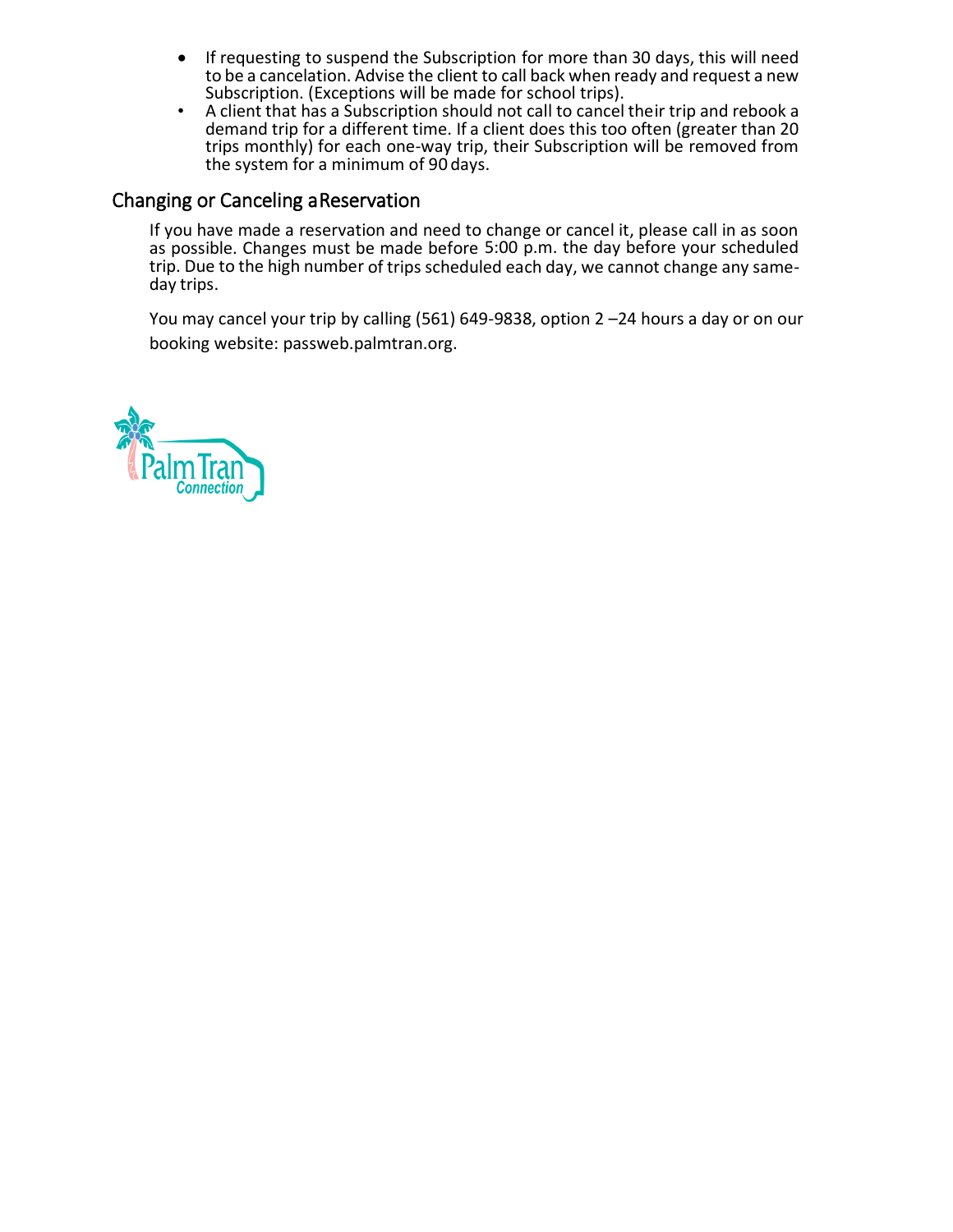- If requesting to suspend the Subscription for more than 30 days, this will need to be a cancelation. Advise the client to call back when ready and request a new Subscription. (Exceptions will be made for school trips).
- A client that has a Subscription should not call to cancel their trip and rebook a demand trip for a different time. If a client does this too often (greater than 20 trips monthly) for each one-way trip, their Subscription will be removed from the system for a minimum of 90 days.

## Changing or Canceling a Reservation

If you have made a reservation and need to change or cancel it, please call in as soon as possible. Changes must be made before 5:00 p.m. the day before your scheduled trip. Due to the high number of trips scheduled each day, we cannot change any same-day trips.

You may cancel your trip by calling (561) 649-9838, option 2 –24 hours a day or on our booking website: passweb.palmtran.org.